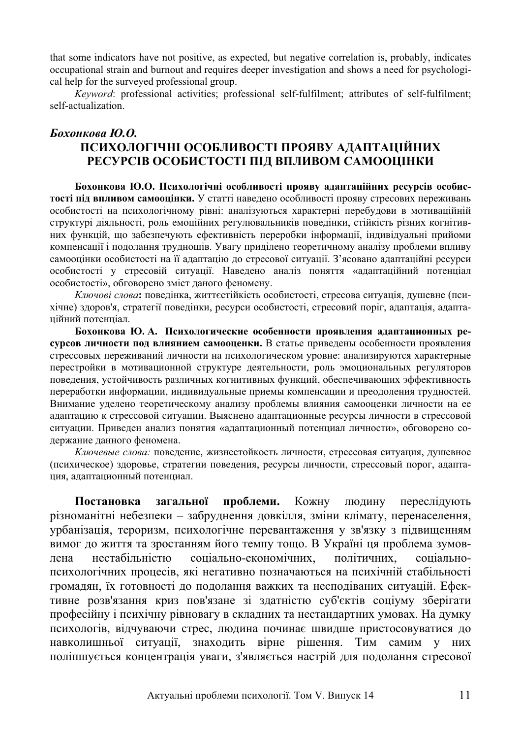that some indicators have not positive, as expected, but negative correlation is, probably, indicates occupational strain and burnout and requires deeper investigation and shows a need for psychological help for the surveyed professional group.

*Keyword*: professional activities; professional self-fulfilment; attributes of self-fulfilment; self-actualization.

***Бохонкова Ю.О.***

## ПСИХОЛОГІЧНІ ОСОБЛИВОСТІ ПРОЯВУ АДАПТАЦІЙНИХ РЕСУРСІВ ОСОБИСТОСТІ ПІД ВПЛИВОМ САМООЦІНКИ

**Бохонкова Ю.О. Психологічні особливості прояву адаптаційних ресурсів особистості під впливом самооцінки.** У статті наведено особливості прояву стресових переживань особистості на психологічному рівні: аналізуються характерні перебудови в мотиваційній структурі діяльності, роль емоційних регулювальників поведінки, стійкість різних когнітивних функцій, що забезпечують ефективність переробки інформації, індивідуальні прийоми компенсації і подолання труднощів. Увагу приділено теоретичному аналізу проблеми впливу самооцінки особистості на її адаптацію до стресової ситуації. З'ясовано адаптаційні ресурси особистості у стресовій ситуації. Наведено аналіз поняття «адаптаційний потенціал особистості», обговорено зміст даного феномену.

*Ключові слова***:** поведінка, життєстійкість особистості, стресова ситуація, душевне (психічне) здоров'я, стратегії поведінки, ресурси особистості, стресовий поріг, адаптація, адаптаційний потенціал.

**Бохонкова Ю. А. Психологические особенности проявления адаптационных ресурсов личности под влиянием самооценки.** В статье приведены особенности проявления стрессовых переживаний личности на психологическом уровне: анализируются характерные перестройки в мотивационной структуре деятельности, роль эмоциональных регуляторов поведения, устойчивость различных когнитивных функций, обеспечивающих эффективность переработки информации, индивидуальные приемы компенсации и преодоления трудностей. Внимание уделено теоретическому анализу проблемы влияния самооценки личности на ее адаптацию к стрессовой ситуации. Выяснено адаптационные ресурсы личности в стрессовой ситуации. Приведен анализ понятия «адаптационный потенциал личности», обговорено содержание данного феномена.

*Ключевые слова:* поведение, жизнестойкость личности, стрессовая ситуация, душевное (психическое) здоровье, стратегии поведения, ресурсы личности, стрессовый порог, адаптация, адаптационный потенциал.

**Постановка загальної проблеми.** Кожну людину переслідують різноманітні небезпеки – забруднення довкілля, зміни клімату, перенаселення, урбанізація, тероризм, психологічне перевантаження у зв'язку з підвищенням вимог до життя та зростанням його темпу тощо. В Україні ця проблема зумовлена нестабільністю соціально-економічних, політичних, соціально-психологічних процесів, які негативно позначаються на психічній стабільності громадян, їх готовності до подолання важких та несподіваних ситуацій. Ефективне розв'язання криз пов'язане зі здатністю суб'єктів соціуму зберігати професійну і психічну рівновагу в складних та нестандартних умовах. На думку психологів, відчуваючи стрес, людина починає швидше пристосовуватися до навколишньої ситуації, знаходить вірне рішення. Тим самим у них поліпшується концентрація уваги, з'являється настрій для подолання стресової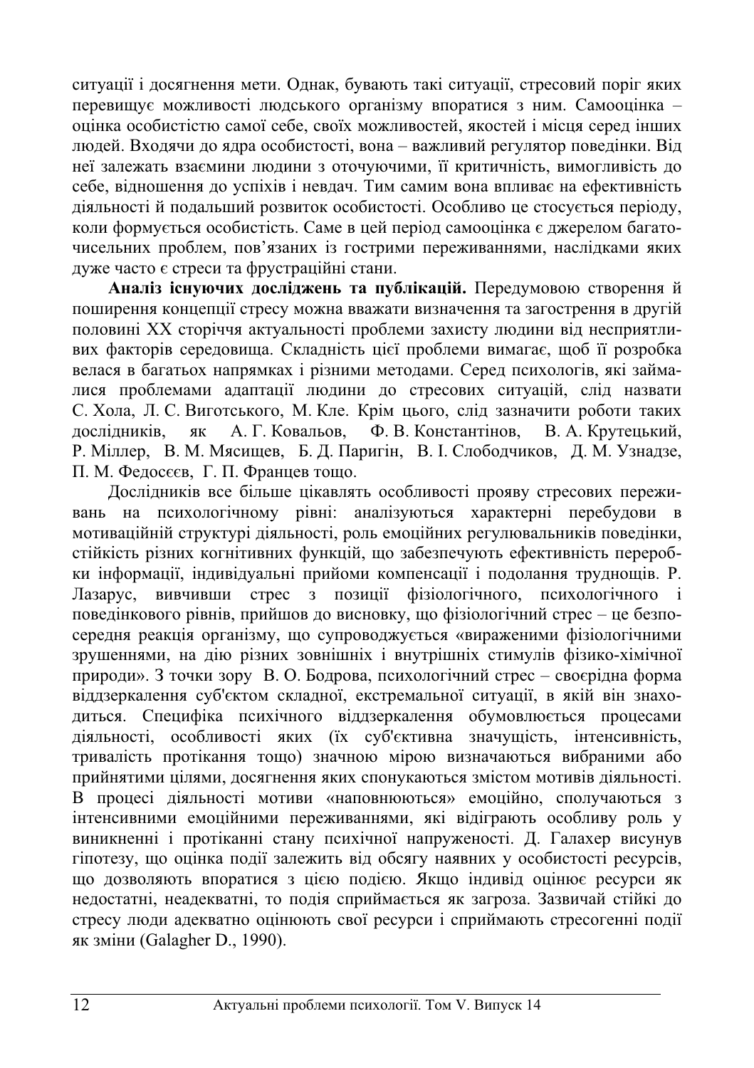ситуації і досягнення мети. Однак, бувають такі ситуації, стресовий поріг яких перевищує можливості людського організму впоратися з ним. Самооцінка – оцінка особистістю самої себе, своїх можливостей, якостей і місця серед інших людей. Входячи до ядра особистості, вона – важливий регулятор поведінки. Від неї залежать взаємини людини з оточуючими, її критичність, вимогливість до себе, відношення до успіхів і невдач. Тим самим вона впливає на ефективність діяльності й подальший розвиток особистості. Особливо це стосується періоду, коли формується особистість. Саме в цей період самооцінка є джерелом багаточисельних проблем, пов'язаних із гострими переживаннями, наслідками яких дуже часто є стреси та фрустраційні стани.

**Аналіз існуючих досліджень та публікацій.** Передумовою створення й поширення концепції стресу можна вважати визначення та загострення в другій половині XX сторіччя актуальності проблеми захисту людини від несприятливих факторів середовища. Складність цієї проблеми вимагає, щоб її розробка велася в багатьох напрямках і різними методами. Серед психологів, які займалися проблемами адаптації людини до стресових ситуацій, слід назвати С. Хола, Л. С. Виготського, М. Кле. Крім цього, слід зазначити роботи таких дослідників, як А. Г. Ковальов, Ф. В. Константінов, В. А. Крутецький, Р. Міллер, В. М. Мясищев, Б. Д. Паригін, В. І. Слободчиков, Д. М. Узнадзе, П. М. Федосеєв, Г. П. Францев тощо.

Дослідників все більше цікавлять особливості прояву стресових переживань на психологічному рівні: аналізуються характерні перебудови в мотиваційній структурі діяльності, роль емоційних регулювальників поведінки, стійкість різних когнітивних функцій, що забезпечують ефективність переробки інформації, індивідуальні прийоми компенсації і подолання труднощів. Р. Лазарус, вивчивши стрес з позиції фізіологічного, психологічного і поведінкового рівнів, прийшов до висновку, що фізіологічний стрес – це безпосередня реакція організму, що супроводжується «вираженими фізіологічними зрушеннями, на дію різних зовнішніх і внутрішніх стимулів фізико-хімічної природи». З точки зору В. О. Бодрова, психологічний стрес – своєрідна форма віддзеркалення суб'єктом складної, екстремальної ситуації, в якій він знаходиться. Специфіка психічного віддзеркалення обумовлюється процесами діяльності, особливості яких (їх суб'єктивна значущість, інтенсивність, тривалість протікання тощо) значною мірою визначаються вибраними або прийнятими цілями, досягнення яких спонукаються змістом мотивів діяльності. В процесі діяльності мотиви «наповнюються» емоційно, сполучаються з інтенсивними емоційними переживаннями, які відіграють особливу роль у виникненні і протіканні стану психічної напруженості. Д. Галахер висунув гіпотезу, що оцінка події залежить від обсягу наявних у особистості ресурсів, що дозволяють впоратися з цією подією. Якщо індивід оцінює ресурси як недостатні, неадекватні, то подія сприймається як загроза. Зазвичай стійкі до стресу люди адекватно оцінюють свої ресурси і сприймають стресогенні події як зміни (Galagher D., 1990).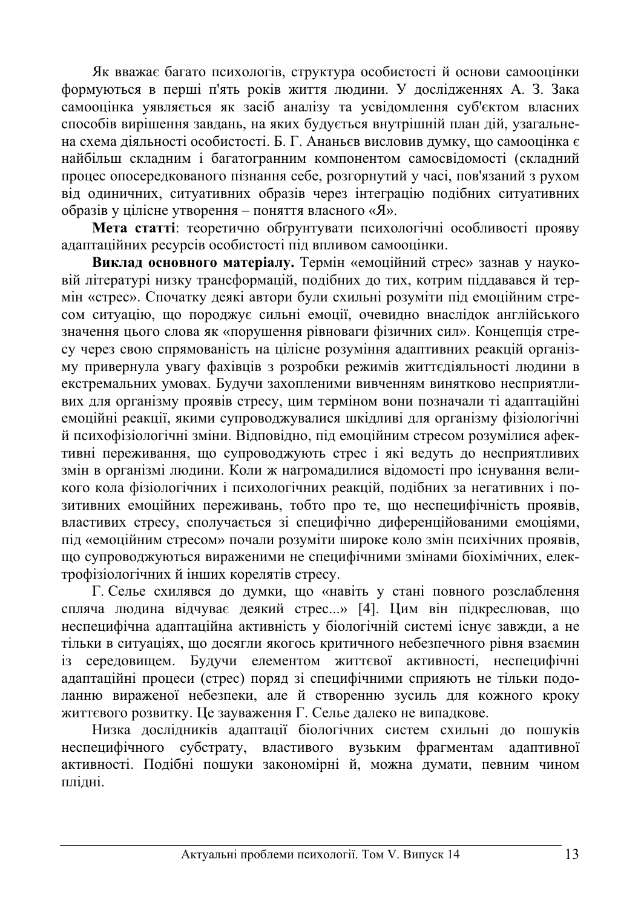Як вважає багато психологів, структура особистості й основи самооцінки формуються в перші п'ять років життя людини. У дослідженнях А. З. Зака самооцінка уявляється як засіб аналізу та усвідомлення суб'єктом власних способів вирішення завдань, на яких будується внутрішній план дій, узагальнена схема діяльності особистості. Б. Г. Ананьєв висловив думку, що самооцінка є найбільш складним і багатогранним компонентом самосвідомості (складний процес опосередкованого пізнання себе, розгорнутий у часі, пов'язаний з рухом від одиничних, ситуативних образів через інтеграцію подібних ситуативних образів у цілісне утворення – поняття власного «Я».

**Мета статті**: теоретично обґрунтувати психологічні особливості прояву адаптаційних ресурсів особистості під впливом самооцінки.

**Виклад основного матеріалу.** Термін «емоційний стрес» зазнав у науковій літературі низку трансформацій, подібних до тих, котрим піддавався й термін «стрес». Спочатку деякі автори були схильні розуміти під емоційним стресом ситуацію, що породжує сильні емоції, очевидно внаслідок англійського значення цього слова як «порушення рівноваги фізичних сил». Концепція стресу через свою спрямованість на цілісне розуміння адаптивних реакцій організму привернула увагу фахівців з розробки режимів життєдіяльності людини в екстремальних умовах. Будучи захопленими вивченням винятково несприятливих для організму проявів стресу, цим терміном вони позначали ті адаптаційні емоційні реакції, якими супроводжувалися шкідливі для організму фізіологічні й психофізіологічні зміни. Відповідно, під емоційним стресом розумілися афективні переживання, що супроводжують стрес і які ведуть до несприятливих змін в організмі людини. Коли ж нагромадилися відомості про існування великого кола фізіологічних і психологічних реакцій, подібних за негативних і позитивних емоційних переживань, тобто про те, що неспецифічність проявів, властивих стресу, сполучається зі специфічно диференційованими емоціями, під «емоційним стресом» почали розуміти широке коло змін психічних проявів, що супроводжуються вираженими не специфічними змінами біохімічних, електрофізіологічних й інших корелятів стресу.

Г. Сельє схилявся до думки, що «навіть у стані повного розслаблення спляча людина відчуває деякий стрес...» [4]. Цим він підкреслював, що неспецифічна адаптаційна активність у біологічній системі існує завжди, а не тільки в ситуаціях, що досягли якогось критичного небезпечного рівня взаємин із середовищем. Будучи елементом життєвої активності, неспецифічні адаптаційні процеси (стрес) поряд зі специфічними сприяють не тільки подоланню вираженої небезпеки, але й створенню зусиль для кожного кроку життєвого розвитку. Це зауваження Г. Сельє далеко не випадкове.

Низка дослідників адаптації біологічних систем схильні до пошуків неспецифічного субстрату, властивого вузьким фрагментам адаптивної активності. Подібні пошуки закономірні й, можна думати, певним чином плідні.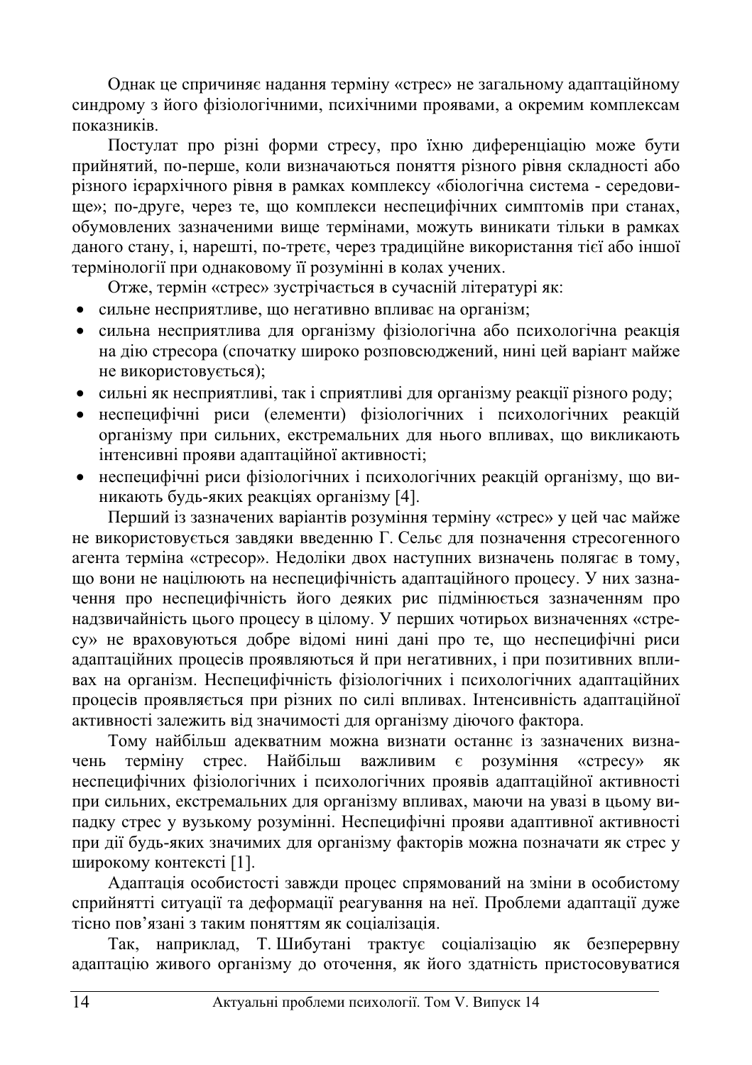Однак це спричиняє надання терміну «стрес» не загальному адаптаційному синдрому з його фізіологічними, психічними проявами, а окремим комплексам показників.

Постулат про різні форми стресу, про їхню диференціацію може бути прийнятий, по-перше, коли визначаються поняття різного рівня складності або різного ієрархічного рівня в рамках комплексу «біологічна система - середовище»; по-друге, через те, що комплекси неспецифічних симптомів при станах, обумовлених зазначеними вище термінами, можуть виникати тільки в рамках даного стану, і, нарешті, по-третє, через традиційне використання тієї або іншої термінології при однаковому її розумінні в колах учених.

Отже, термін «стрес» зустрічається в сучасній літературі як:

- сильне несприятливе, що негативно впливає на організм;
- сильна несприятлива для організму фізіологічна або психологічна реакція на дію стресора (спочатку широко розповсюджений, нині цей варіант майже не використовується);
- сильні як несприятливі, так і сприятливі для організму реакції різного роду;
- неспецифічні риси (елементи) фізіологічних і психологічних реакцій організму при сильних, екстремальних для нього впливах, що викликають інтенсивні прояви адаптаційної активності;
- неспецифічні риси фізіологічних і психологічних реакцій організму, що виникають будь-яких реакціях організму [4].

Перший із зазначених варіантів розуміння терміну «стрес» у цей час майже не використовується завдяки введенню Г. Сельє для позначення стресогенного агента терміна «стресор». Недоліки двох наступних визначень полягає в тому, що вони не націлюють на неспецифічність адаптаційного процесу. У них зазначення про неспецифічність його деяких рис підмінюється зазначенням про надзвичайність цього процесу в цілому. У перших чотирьох визначеннях «стресу» не враховуються добре відомі нині дані про те, що неспецифічні риси адаптаційних процесів проявляються й при негативних, і при позитивних впливах на організм. Неспецифічність фізіологічних і психологічних адаптаційних процесів проявляється при різних по силі впливах. Інтенсивність адаптаційної активності залежить від значимості для організму діючого фактора.

Тому найбільш адекватним можна визнати останнє із зазначених визначень терміну стрес. Найбільш важливим є розуміння «стресу» як неспецифічних фізіологічних і психологічних проявів адаптаційної активності при сильних, екстремальних для організму впливах, маючи на увазі в цьому випадку стрес у вузькому розумінні. Неспецифічні прояви адаптивної активності при дії будь-яких значимих для організму факторів можна позначати як стрес у широкому контексті [1].

Адаптація особистості завжди процес спрямований на зміни в особистому сприйнятті ситуації та деформації реагування на неї. Проблеми адаптації дуже тісно пов'язані з таким поняттям як соціалізація.

Так, наприклад, Т. Шибутані трактує соціалізацію як безперервну адаптацію живого організму до оточення, як його здатність пристосовуватися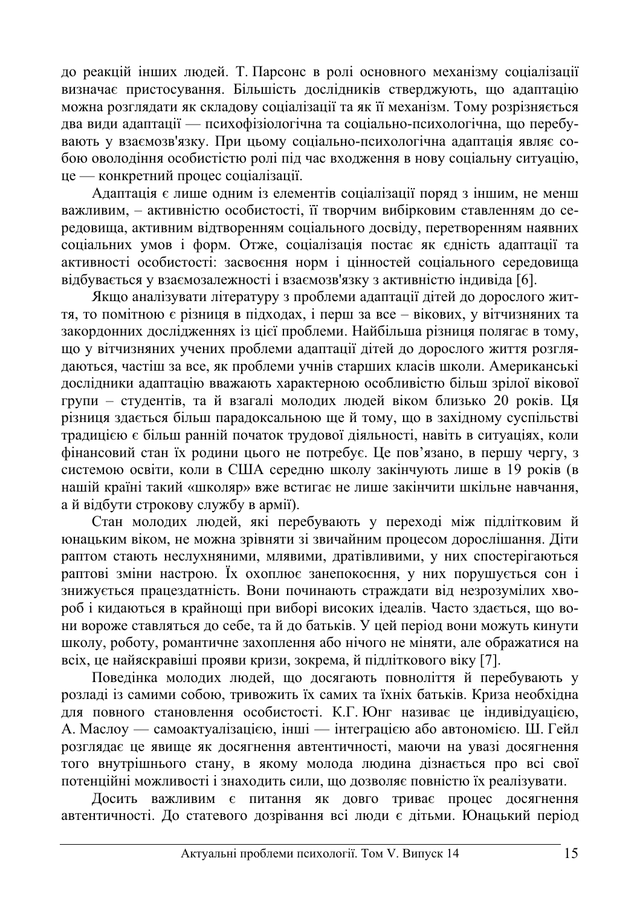до реакцій інших людей. Т. Парсонс в ролі основного механізму соціалізації визначає пристосування. Більшість дослідників стверджують, що адаптацію можна розглядати як складову соціалізації та як її механізм. Тому розрізняється два види адаптації — психофізіологічна та соціально-психологічна, що перебувають у взаємозв'язку. При цьому соціально-психологічна адаптація являє собою оволодіння особистістю ролі під час входження в нову соціальну ситуацію, це — конкретний процес соціалізації.

Адаптація є лише одним із елементів соціалізації поряд з іншим, не менш важливим, – активністю особистості, її творчим вибірковим ставленням до середовища, активним відтворенням соціального досвіду, перетворенням наявних соціальних умов і форм. Отже, соціалізація постає як єдність адаптації та активності особистості: засвоєння норм і цінностей соціального середовища відбувається у взаємозалежності і взаємозв'язку з активністю індивіда [6].

Якщо аналізувати літературу з проблеми адаптації дітей до дорослого життя, то помітною є різниця в підходах, і перш за все – вікових, у вітчизняних та закордонних дослідженнях із цієї проблеми. Найбільша різниця полягає в тому, що у вітчизняних учених проблеми адаптації дітей до дорослого життя розглядаються, частіш за все, як проблеми учнів старших класів школи. Американські дослідники адаптацію вважають характерною особливістю більш зрілої вікової групи – студентів, та й взагалі молодих людей віком близько 20 років. Ця різниця здається більш парадоксальною ще й тому, що в західному суспільстві традицією є більш ранній початок трудової діяльності, навіть в ситуаціях, коли фінансовий стан їх родини цього не потребує. Це пов'язано, в першу чергу, з системою освіти, коли в США середню школу закінчують лише в 19 років (в нашій країні такий «школяр» вже встигає не лише закінчити шкільне навчання, а й відбути строкову службу в армії).

Стан молодих людей, які перебувають у переході між підлітковим й юнацьким віком, не можна зрівняти зі звичайним процесом дорослішання. Діти раптом стають неслухняними, млявими, дратівливими, у них спостерігаються раптові зміни настрою. Їх охоплює занепокоєння, у них порушується сон і знижується працездатність. Вони починають страждати від незрозумілих хвороб і кидаються в крайнощі при виборі високих ідеалів. Часто здається, що вони вороже ставляться до себе, та й до батьків. У цей період вони можуть кинути школу, роботу, романтичне захоплення або нічого не міняти, але ображатися на всіх, це найяскравіші прояви кризи, зокрема, й підліткового віку [7].

Поведінка молодих людей, що досягають повноліття й перебувають у розладі із самими собою, тривожить їх самих та їхніх батьків. Криза необхідна для повного становлення особистості. К.Г. Юнг називає це індивідуацією, А. Маслоу — самоактуалізацією, інші — інтеграцією або автономією. Ш. Гейл розглядає це явище як досягнення автентичності, маючи на увазі досягнення того внутрішнього стану, в якому молода людина дізнається про всі свої потенційні можливості і знаходить сили, що дозволяє повністю їх реалізувати.

Досить важливим є питання як довго триває процес досягнення автентичності. До статевого дозрівання всі люди є дітьми. Юнацький період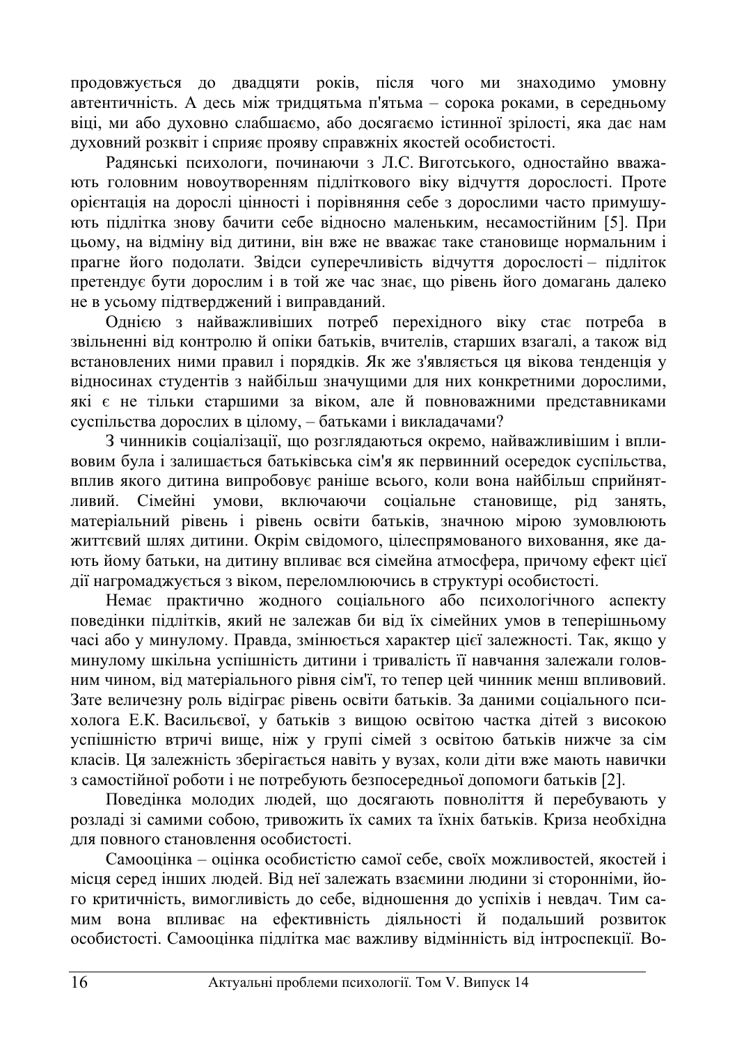продовжується до двадцяти років, після чого ми знаходимо умовну автентичність. А десь між тридцятьма п'ятьма – сорока роками, в середньому віці, ми або духовно слабшаємо, або досягаємо істинної зрілості, яка дає нам духовний розквіт і сприяє прояву справжніх якостей особистості.

Радянські психологи, починаючи з Л.С. Виготського, одностайно вважають головним новоутворенням підліткового віку відчуття дорослості. Проте орієнтація на дорослі цінності і порівняння себе з дорослими часто примушують підлітка знову бачити себе відносно маленьким, несамостійним [5]. При цьому, на відміну від дитини, він вже не вважає таке становище нормальним і прагне його подолати. Звідси суперечливість відчуття дорослості – підліток претендує бути дорослим і в той же час знає, що рівень його домагань далеко не в усьому підтверджений і виправданий.

Однією з найважливіших потреб перехідного віку стає потреба в звільненні від контролю й опіки батьків, вчителів, старших взагалі, а також від встановлених ними правил і порядків. Як же з'являється ця вікова тенденція у відносинах студентів з найбільш значущими для них конкретними дорослими, які є не тільки старшими за віком, але й повноважними представниками суспільства дорослих в цілому, – батьками і викладачами?

З чинників соціалізації, що розглядаються окремо, найважливішим і впливовим була і залишається батьківська сім'я як первинний осередок суспільства, вплив якого дитина випробовує раніше всього, коли вона найбільш сприйнятливий. Сімейні умови, включаючи соціальне становище, рід занять, матеріальний рівень і рівень освіти батьків, значною мірою зумовлюють життєвий шлях дитини. Окрім свідомого, цілеспрямованого виховання, яке дають йому батьки, на дитину впливає вся сімейна атмосфера, причому ефект цієї дії нагромаджується з віком, переломлюючись в структурі особистості.

Немає практично жодного соціального або психологічного аспекту поведінки підлітків, який не залежав би від їх сімейних умов в теперішньому часі або у минулому. Правда, змінюється характер цієї залежності. Так, якщо у минулому шкільна успішність дитини і тривалість її навчання залежали головним чином, від матеріального рівня сім'ї, то тепер цей чинник менш впливовий. Зате величезну роль відіграє рівень освіти батьків. За даними соціального психолога Е.К. Васильєвої, у батьків з вищою освітою частка дітей з високою успішністю втричі вище, ніж у групі сімей з освітою батьків нижче за сім класів. Ця залежність зберігається навіть у вузах, коли діти вже мають навички з самостійної роботи і не потребують безпосередньої допомоги батьків [2].

Поведінка молодих людей, що досягають повноліття й перебувають у розладі зі самими собою, тривожить їх самих та їхніх батьків. Криза необхідна для повного становлення особистості.

Самооцінка – оцінка особистістю самої себе, своїх можливостей, якостей і місця серед інших людей. Від неї залежать взаємини людини зі сторонніми, його критичність, вимогливість до себе, відношення до успіхів і невдач. Тим самим вона впливає на ефективність діяльності й подальший розвиток особистості. Самооцінка підлітка має важливу відмінність від інтроспекції. Во-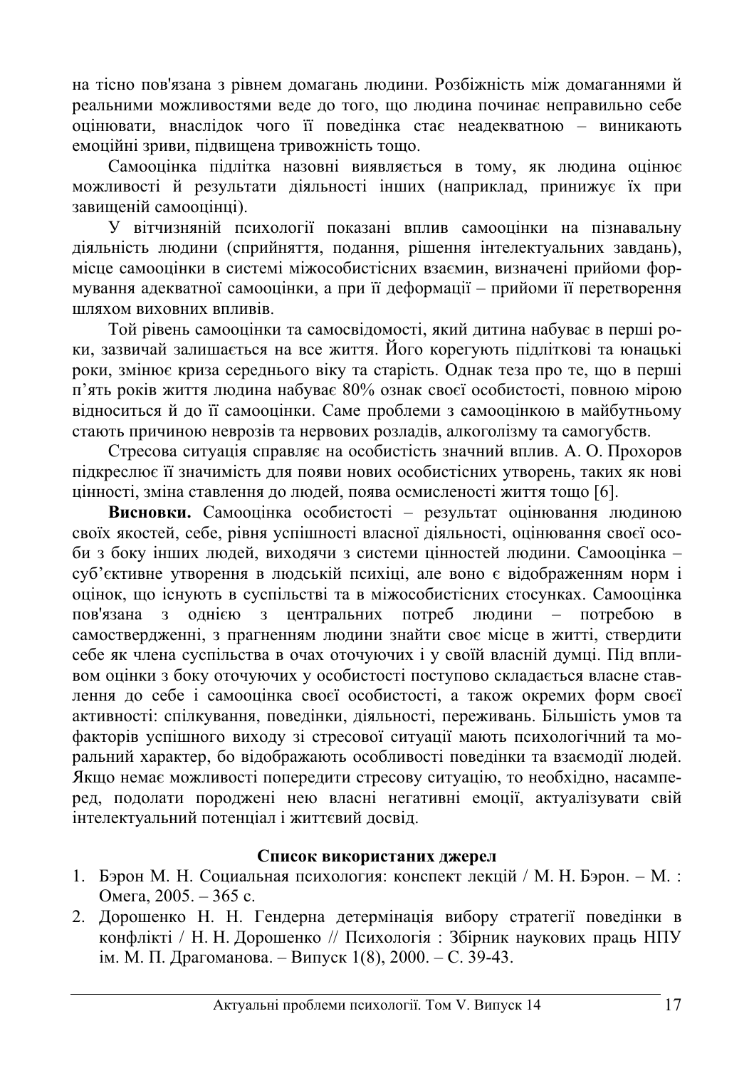на тісно пов'язана з рівнем домагань людини. Розбіжність між домаганнями й реальними можливостями веде до того, що людина починає неправильно себе оцінювати, внаслідок чого її поведінка стає неадекватною – виникають емоційні зриви, підвищена тривожність тощо.

Самооцінка підлітка назовні виявляється в тому, як людина оцінює можливості й результати діяльності інших (наприклад, принижує їх при завищеній самооцінці).

У вітчизняній психології показані вплив самооцінки на пізнавальну діяльність людини (сприйняття, подання, рішення інтелектуальних завдань), місце самооцінки в системі міжособистісних взаємин, визначені прийоми формування адекватної самооцінки, а при її деформації – прийоми її перетворення шляхом виховних впливів.

Той рівень самооцінки та самосвідомості, який дитина набуває в перші роки, зазвичай залишається на все життя. Його корегують підліткові та юнацькі роки, змінює криза середнього віку та старість. Однак теза про те, що в перші п'ять років життя людина набуває 80% ознак своєї особистості, повною мірою відноситься й до її самооцінки. Саме проблеми з самооцінкою в майбутньому стають причиною неврозів та нервових розладів, алкоголізму та самогубств.

Стресова ситуація справляє на особистість значний вплив. А. О. Прохоров підкреслює її значимість для появи нових особистісних утворень, таких як нові цінності, зміна ставлення до людей, поява осмисленості життя тощо [6].

**Висновки.** Самооцінка особистості – результат оцінювання людиною своїх якостей, себе, рівня успішності власної діяльності, оцінювання своєї особи з боку інших людей, виходячи з системи цінностей людини. Самооцінка – суб'єктивне утворення в людській психіці, але воно є відображенням норм і оцінок, що існують в суспільстві та в міжособистісних стосунках. Самооцінка пов'язана з однією з центральних потреб людини – потребою в самоствердженні, з прагненням людини знайти своє місце в житті, ствердити себе як члена суспільства в очах оточуючих і у своїй власній думці. Під впливом оцінки з боку оточуючих у особистості поступово складається власне ставлення до себе і самооцінка своєї особистості, а також окремих форм своєї активності: спілкування, поведінки, діяльності, переживань. Більшість умов та факторів успішного виходу зі стресової ситуації мають психологічний та моральний характер, бо відображають особливості поведінки та взаємодії людей. Якщо немає можливості попередити стресову ситуацію, то необхідно, насамперед, подолати породжені нею власні негативні емоції, актуалізувати свій інтелектуальний потенціал і життєвий досвід.

**Список використаних джерел**

1. Бэрон М. Н. Социальная психология: конспект лекцій / М. Н. Бэрон. – М. : Омега, 2005. – 365 с.
2. Дорошенко Н. Н. Гендерна детермінація вибору стратегії поведінки в конфлікті / Н. Н. Дорошенко // Психологія : Збірник наукових праць НПУ ім. М. П. Драгоманова. – Випуск 1(8), 2000. – С. 39-43.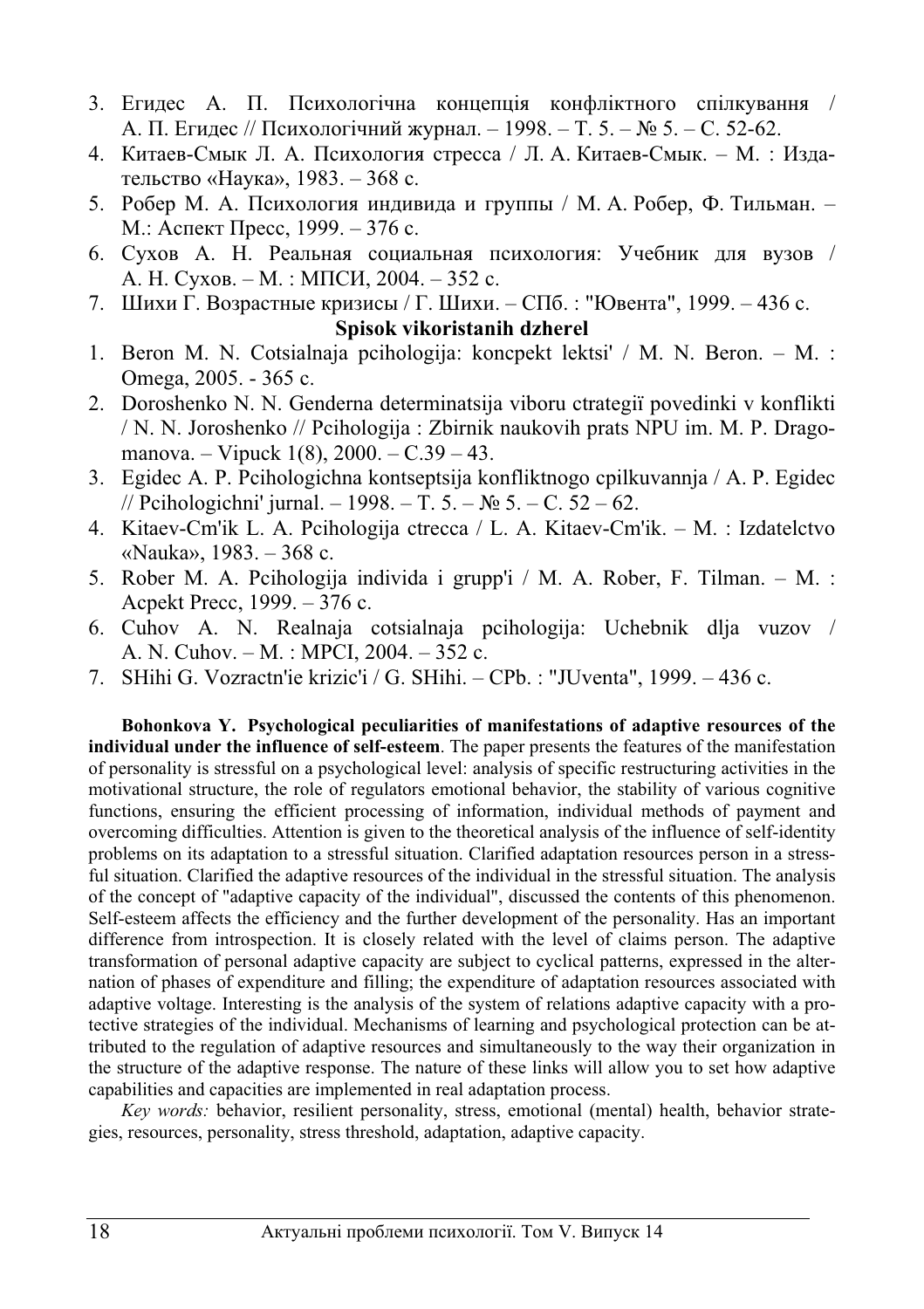3. Егидес А. П. Психологічна концепція конфліктного спілкування / А. П. Егидес // Психологічний журнал. – 1998. – Т. 5. – № 5. – С. 52-62.
4. Китаев-Смык Л. А. Психология стресса / Л. А. Китаев-Смык. – М. : Издательство «Наука», 1983. – 368 с.
5. Робер М. А. Психология индивида и группы / М. А. Робер, Ф. Тильман. – М.: Аспект Пресс, 1999. – 376 с.
6. Сухов А. Н. Реальная социальная психология: Учебник для вузов / А. Н. Сухов. – М. : МПСИ, 2004. – 352 с.
7. Шихи Г. Возрастные кризисы / Г. Шихи. – СПб. : "Ювента", 1999. – 436 с.

**Spisok vikoristanih dzherel**

1. Beron M. N. Cotsialnaja pcihologija: koncpekt lektsi' / M. N. Beron. – M. : Omega, 2005. - 365 c.
2. Doroshenko N. N. Genderna determinatsija viboru ctrategiї povedinki v konflikti / N. N. Joroshenko // Pcihologija : Zbirnik naukovih prats NPU im. M. P. Dragomanova. – Vipuck 1(8), 2000. – C.39 – 43.
3. Egidec A. P. Pcihologichna kontseptsija konfliktnogo cpilkuvannja / A. P. Egidec // Pcihologichni' jurnal. – 1998. – T. 5. – № 5. – C. 52 – 62.
4. Kitaev-Cm'ik L. A. Pcihologija ctrecca / L. A. Kitaev-Cm'ik. – M. : Izdatelctvo «Nauka», 1983. – 368 c.
5. Rober M. A. Pcihologija individa i grupp'i / M. A. Rober, F. Tilman. – M. : Acpekt Precc, 1999. – 376 c.
6. Cuhov A. N. Realnaja cotsialnaja pcihologija: Uchebnik dlja vuzov / A. N. Cuhov. – M. : MPCI, 2004. – 352 c.
7. SHihi G. Vozractn'ie krizic'i / G. SHihi. – CPb. : "JUventa", 1999. – 436 c.

**Bohonkova Y. Psychological peculiarities of manifestations of adaptive resources of the individual under the influence of self-esteem**. The paper presents the features of the manifestation of personality is stressful on a psychological level: analysis of specific restructuring activities in the motivational structure, the role of regulators emotional behavior, the stability of various cognitive functions, ensuring the efficient processing of information, individual methods of payment and overcoming difficulties. Attention is given to the theoretical analysis of the influence of self-identity problems on its adaptation to a stressful situation. Clarified adaptation resources person in a stressful situation. Clarified the adaptive resources of the individual in the stressful situation. The analysis of the concept of "adaptive capacity of the individual", discussed the contents of this phenomenon. Self-esteem affects the efficiency and the further development of the personality. Has an important difference from introspection. It is closely related with the level of claims person. The adaptive transformation of personal adaptive capacity are subject to cyclical patterns, expressed in the alternation of phases of expenditure and filling; the expenditure of adaptation resources associated with adaptive voltage. Interesting is the analysis of the system of relations adaptive capacity with a protective strategies of the individual. Mechanisms of learning and psychological protection can be attributed to the regulation of adaptive resources and simultaneously to the way their organization in the structure of the adaptive response. The nature of these links will allow you to set how adaptive capabilities and capacities are implemented in real adaptation process.

*Key words:* behavior, resilient personality, stress, emotional (mental) health, behavior strategies, resources, personality, stress threshold, adaptation, adaptive capacity.